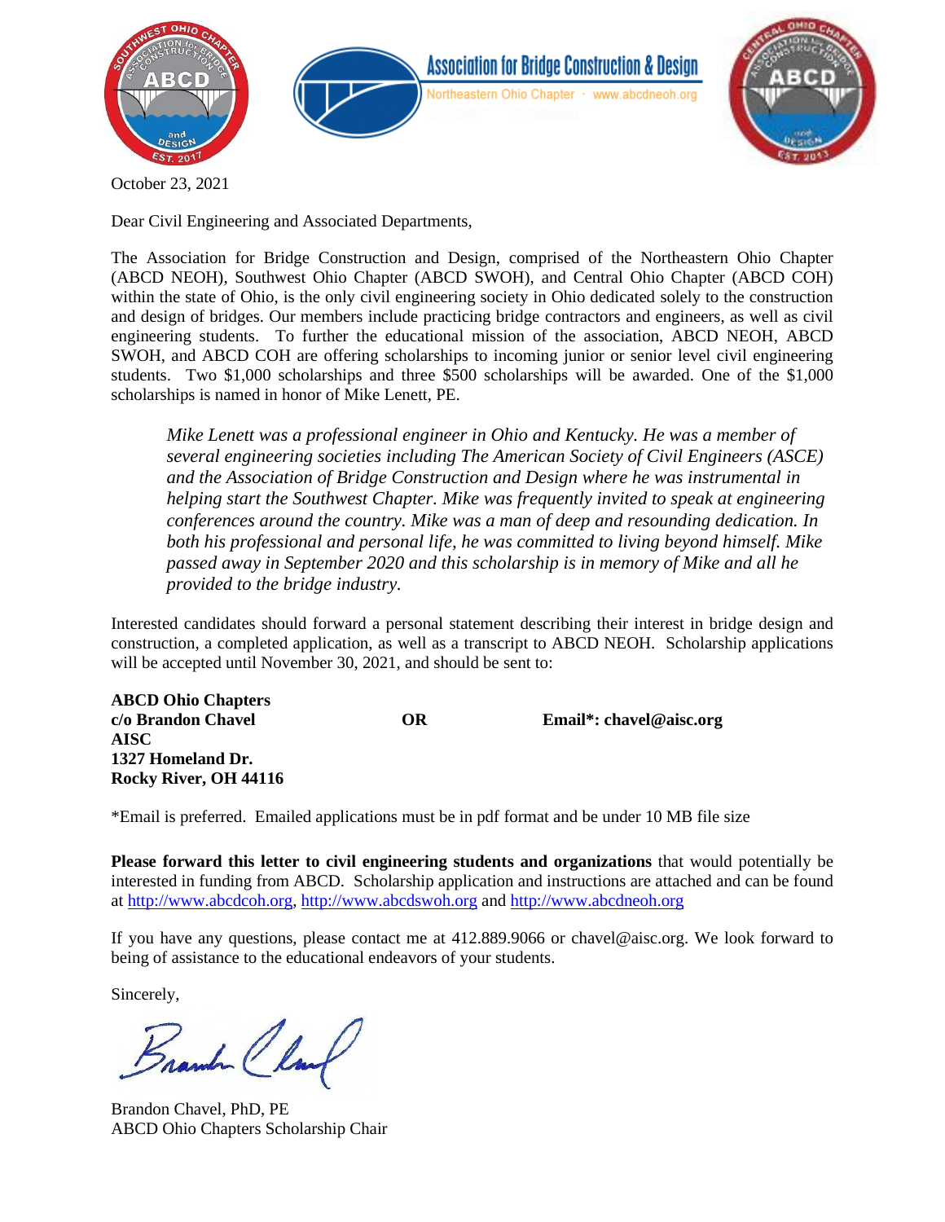Association for Bridge Construction & Design

Northeastern Ohio Chapter · www.abcdneoh.org

October 23, 2021

Dear Civil Engineering and Associated Departments,

The Association for Bridge Construction and Design, comprised of the Northeastern Ohio Chapter (ABCD NEOH), Southwest Ohio Chapter (ABCD SWOH), and Central Ohio Chapter (ABCD COH) within the state of Ohio, is the only civil engineering society in Ohio dedicated solely to the construction and design of bridges. Our members include practicing bridge contractors and engineers, as well as civil engineering students. To further the educational mission of the association, ABCD NEOH, ABCD SWOH, and ABCD COH are offering scholarships to incoming junior or senior level civil engineering students. Two $1,000 scholarships and three $500 scholarships will be awarded. One of the $1,000 scholarships is named in honor of Mike Lenett, PE.

> *Mike Lenett was a professional engineer in Ohio and Kentucky. He was a member of several engineering societies including The American Society of Civil Engineers (ASCE) and the Association of Bridge Construction and Design where he was instrumental in helping start the Southwest Chapter. Mike was frequently invited to speak at engineering conferences around the country. Mike was a man of deep and resounding dedication. In both his professional and personal life, he was committed to living beyond himself. Mike passed away in September 2020 and this scholarship is in memory of Mike and all he provided to the bridge industry.*

Interested candidates should forward a personal statement describing their interest in bridge design and construction, a completed application, as well as a transcript to ABCD NEOH. Scholarship applications will be accepted until November 30, 2021, and should be sent to:

**ABCD Ohio Chapters**
**c/o Brandon Chavel**
**AISC**
**1327 Homeland Dr.**
**Rocky River, OH 44116**

**OR**

**Email*: chavel@aisc.org**

*Email is preferred. Emailed applications must be in pdf format and be under 10 MB file size

**Please forward this letter to civil engineering students and organizations** that would potentially be interested in funding from ABCD. Scholarship application and instructions are attached and can be found at http://www.abcdcoh.org, http://www.abcdswoh.org and http://www.abcdneoh.org

If you have any questions, please contact me at 412.889.9066 or chavel@aisc.org. We look forward to being of assistance to the educational endeavors of your students.

Sincerely,

Brandon Chavel, PhD, PE
ABCD Ohio Chapters Scholarship Chair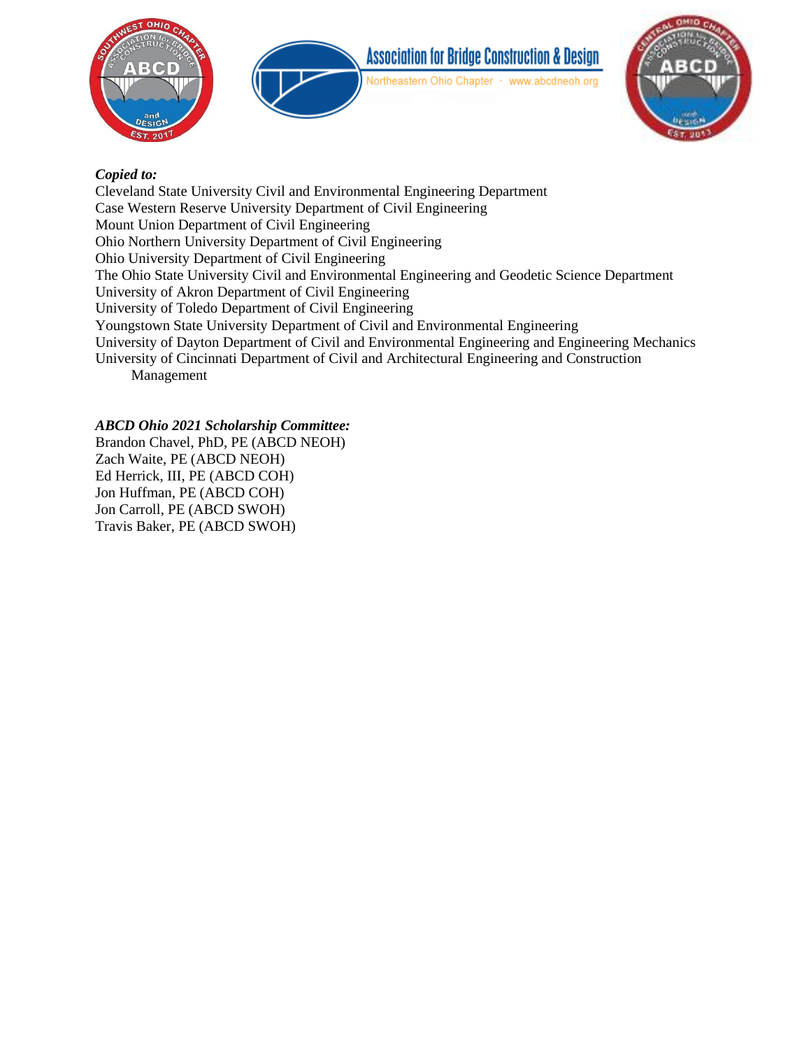***Copied to:***

Cleveland State University Civil and Environmental Engineering Department
Case Western Reserve University Department of Civil Engineering
Mount Union Department of Civil Engineering
Ohio Northern University Department of Civil Engineering
Ohio University Department of Civil Engineering
The Ohio State University Civil and Environmental Engineering and Geodetic Science Department
University of Akron Department of Civil Engineering
University of Toledo Department of Civil Engineering
Youngstown State University Department of Civil and Environmental Engineering
University of Dayton Department of Civil and Environmental Engineering and Engineering Mechanics
University of Cincinnati Department of Civil and Architectural Engineering and Construction Management

***ABCD Ohio 2021 Scholarship Committee:***

Brandon Chavel, PhD, PE (ABCD NEOH)
Zach Waite, PE (ABCD NEOH)
Ed Herrick, III, PE (ABCD COH)
Jon Huffman, PE (ABCD COH)
Jon Carroll, PE (ABCD SWOH)
Travis Baker, PE (ABCD SWOH)